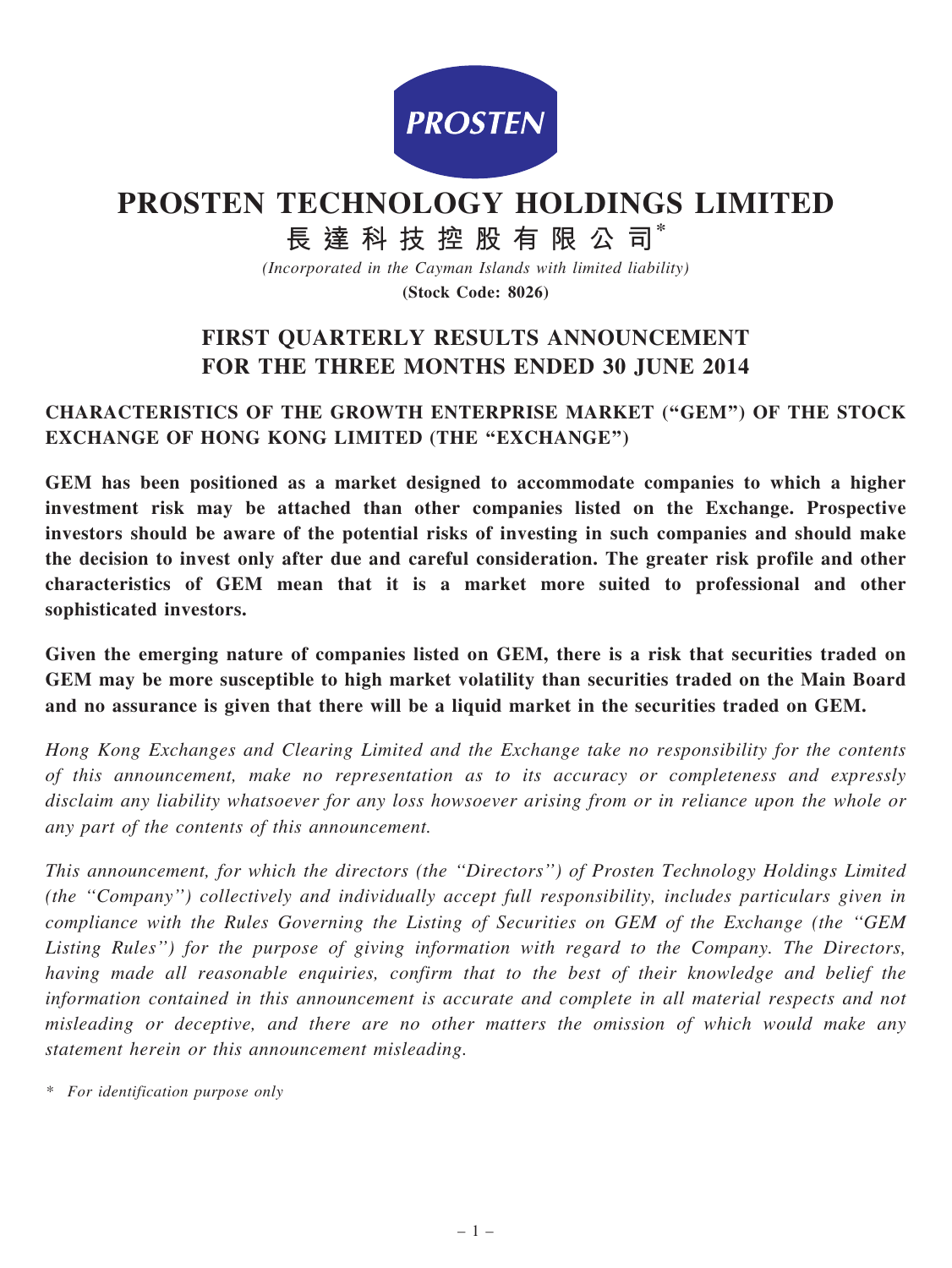PROSTEN

# PROSTEN TECHNOLOGY HOLDINGS LIMITED

## 長達科技控股有限公司*

*(Incorporated in the Cayman Islands with limited liability)*

**(Stock Code: 8026)**

# FIRST QUARTERLY RESULTS ANNOUNCEMENT FOR THE THREE MONTHS ENDED 30 JUNE 2014

## CHARACTERISTICS OF THE GROWTH ENTERPRISE MARKET ("GEM") OF THE STOCK EXCHANGE OF HONG KONG LIMITED (THE "EXCHANGE")

**GEM has been positioned as a market designed to accommodate companies to which a higher investment risk may be attached than other companies listed on the Exchange. Prospective investors should be aware of the potential risks of investing in such companies and should make the decision to invest only after due and careful consideration. The greater risk profile and other characteristics of GEM mean that it is a market more suited to professional and other sophisticated investors.**

**Given the emerging nature of companies listed on GEM, there is a risk that securities traded on GEM may be more susceptible to high market volatility than securities traded on the Main Board and no assurance is given that there will be a liquid market in the securities traded on GEM.**

*Hong Kong Exchanges and Clearing Limited and the Exchange take no responsibility for the contents of this announcement, make no representation as to its accuracy or completeness and expressly disclaim any liability whatsoever for any loss howsoever arising from or in reliance upon the whole or any part of the contents of this announcement.*

*This announcement, for which the directors (the "Directors") of Prosten Technology Holdings Limited (the "Company") collectively and individually accept full responsibility, includes particulars given in compliance with the Rules Governing the Listing of Securities on GEM of the Exchange (the "GEM Listing Rules") for the purpose of giving information with regard to the Company. The Directors, having made all reasonable enquiries, confirm that to the best of their knowledge and belief the information contained in this announcement is accurate and complete in all material respects and not misleading or deceptive, and there are no other matters the omission of which would make any statement herein or this announcement misleading.*

\* *For identification purpose only*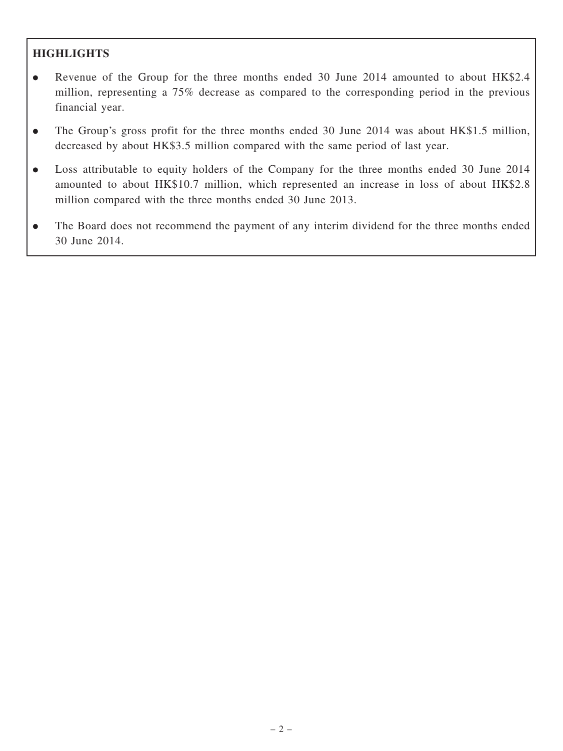## HIGHLIGHTS

- Revenue of the Group for the three months ended 30 June 2014 amounted to about HK$2.4 million, representing a 75% decrease as compared to the corresponding period in the previous financial year.
- The Group's gross profit for the three months ended 30 June 2014 was about HK$1.5 million, decreased by about HK$3.5 million compared with the same period of last year.
- Loss attributable to equity holders of the Company for the three months ended 30 June 2014 amounted to about HK$10.7 million, which represented an increase in loss of about HK$2.8 million compared with the three months ended 30 June 2013.
- The Board does not recommend the payment of any interim dividend for the three months ended 30 June 2014.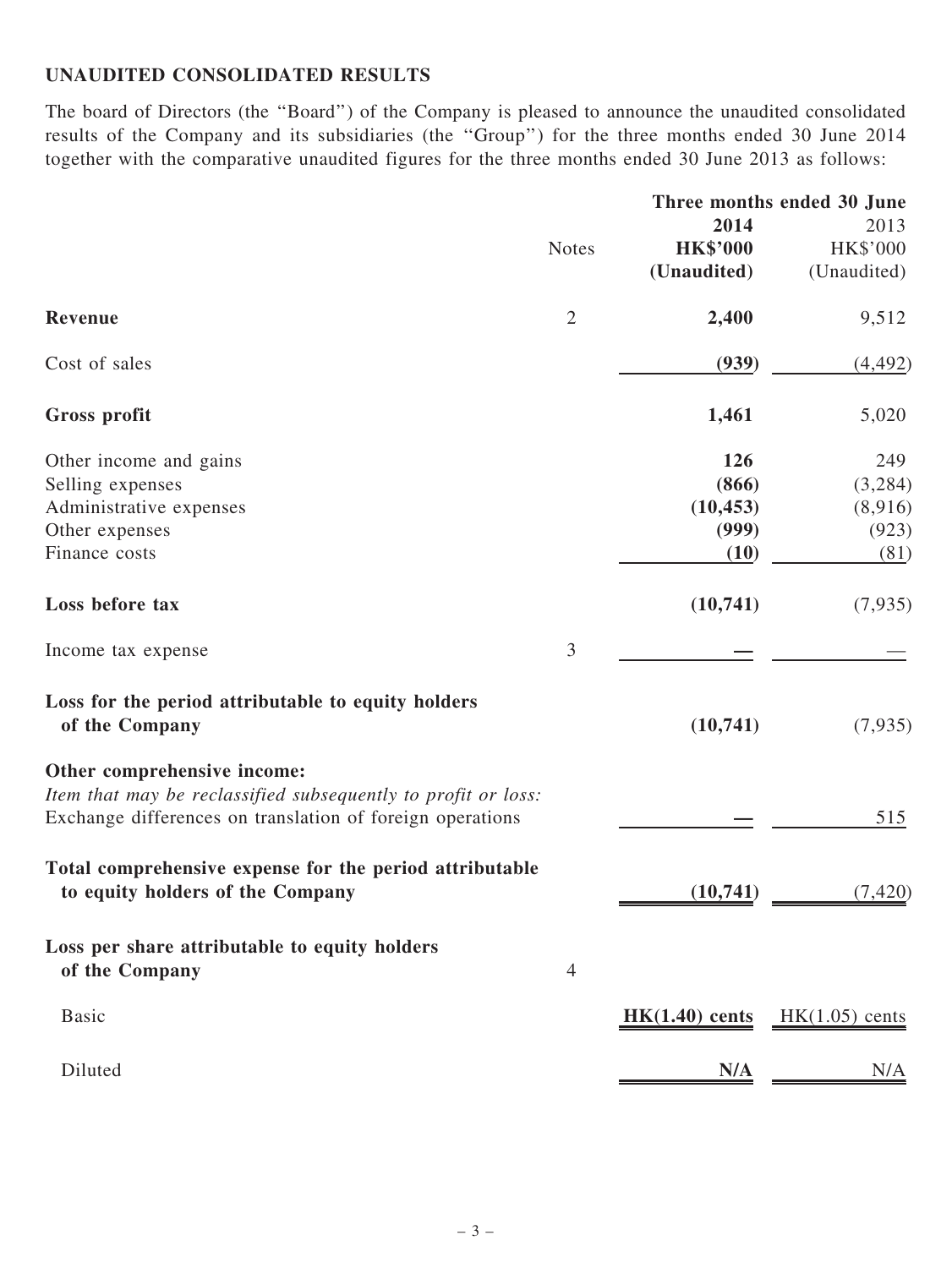## UNAUDITED CONSOLIDATED RESULTS

The board of Directors (the "Board") of the Company is pleased to announce the unaudited consolidated results of the Company and its subsidiaries (the "Group") for the three months ended 30 June 2014 together with the comparative unaudited figures for the three months ended 30 June 2013 as follows:

| | Notes | Three months ended 30 June | |
|---|---|---|---|
| | | **2014** | 2013 |
| | | **HK$'000** | HK$'000 |
| | | **(Unaudited)** | (Unaudited) |
| **Revenue** | 2 | **2,400** | 9,512 |
| Cost of sales | | **(939)** | (4,492) |
| **Gross profit** | | **1,461** | 5,020 |
| Other income and gains | | **126** | 249 |
| Selling expenses | | **(866)** | (3,284) |
| Administrative expenses | | **(10,453)** | (8,916) |
| Other expenses | | **(999)** | (923) |
| Finance costs | | **(10)** | (81) |
| **Loss before tax** | | **(10,741)** | (7,935) |
| Income tax expense | 3 | **—** | — |
| **Loss for the period attributable to equity holders of the Company** | | **(10,741)** | (7,935) |
| **Other comprehensive income:** | | | |
| *Item that may be reclassified subsequently to profit or loss:* | | | |
| Exchange differences on translation of foreign operations | | **—** | 515 |
| **Total comprehensive expense for the period attributable to equity holders of the Company** | | **(10,741)** | (7,420) |
| **Loss per share attributable to equity holders of the Company** | 4 | | |
| Basic | | **HK(1.40) cents** | HK(1.05) cents |
| Diluted | | **N/A** | N/A |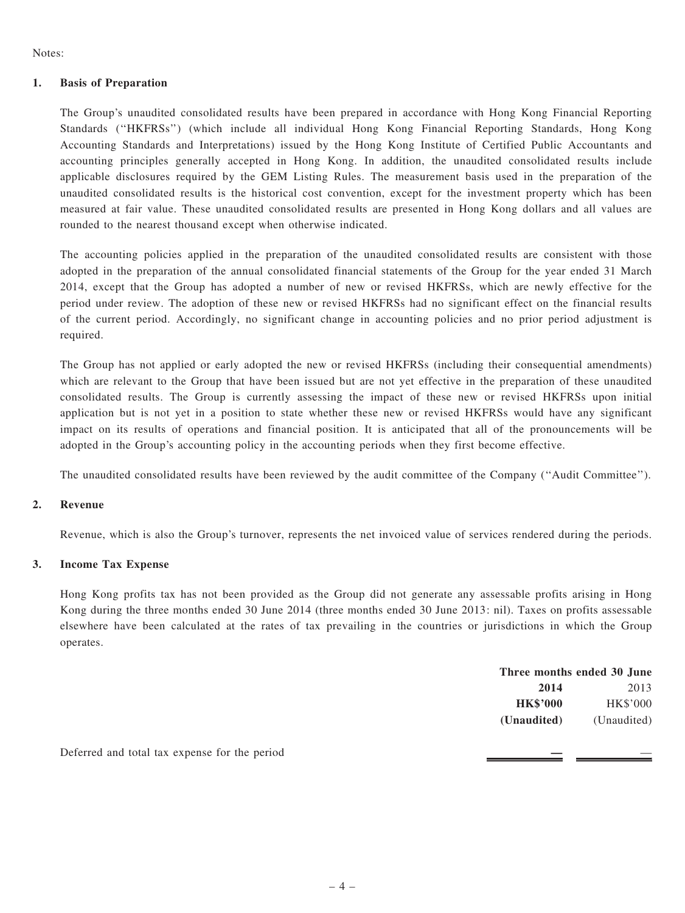Notes:

## 1. Basis of Preparation

The Group's unaudited consolidated results have been prepared in accordance with Hong Kong Financial Reporting Standards (''HKFRSs'') (which include all individual Hong Kong Financial Reporting Standards, Hong Kong Accounting Standards and Interpretations) issued by the Hong Kong Institute of Certified Public Accountants and accounting principles generally accepted in Hong Kong. In addition, the unaudited consolidated results include applicable disclosures required by the GEM Listing Rules. The measurement basis used in the preparation of the unaudited consolidated results is the historical cost convention, except for the investment property which has been measured at fair value. These unaudited consolidated results are presented in Hong Kong dollars and all values are rounded to the nearest thousand except when otherwise indicated.

The accounting policies applied in the preparation of the unaudited consolidated results are consistent with those adopted in the preparation of the annual consolidated financial statements of the Group for the year ended 31 March 2014, except that the Group has adopted a number of new or revised HKFRSs, which are newly effective for the period under review. The adoption of these new or revised HKFRSs had no significant effect on the financial results of the current period. Accordingly, no significant change in accounting policies and no prior period adjustment is required.

The Group has not applied or early adopted the new or revised HKFRSs (including their consequential amendments) which are relevant to the Group that have been issued but are not yet effective in the preparation of these unaudited consolidated results. The Group is currently assessing the impact of these new or revised HKFRSs upon initial application but is not yet in a position to state whether these new or revised HKFRSs would have any significant impact on its results of operations and financial position. It is anticipated that all of the pronouncements will be adopted in the Group's accounting policy in the accounting periods when they first become effective.

The unaudited consolidated results have been reviewed by the audit committee of the Company (''Audit Committee'').

## 2. Revenue

Revenue, which is also the Group's turnover, represents the net invoiced value of services rendered during the periods.

## 3. Income Tax Expense

Hong Kong profits tax has not been provided as the Group did not generate any assessable profits arising in Hong Kong during the three months ended 30 June 2014 (three months ended 30 June 2013: nil). Taxes on profits assessable elsewhere have been calculated at the rates of tax prevailing in the countries or jurisdictions in which the Group operates.

| | Three months ended 30 June | |
|---|---|---|
| | **2014** | 2013 |
| | **HK$'000** | HK$'000 |
| | **(Unaudited)** | (Unaudited) |
| Deferred and total tax expense for the period | **—** | — |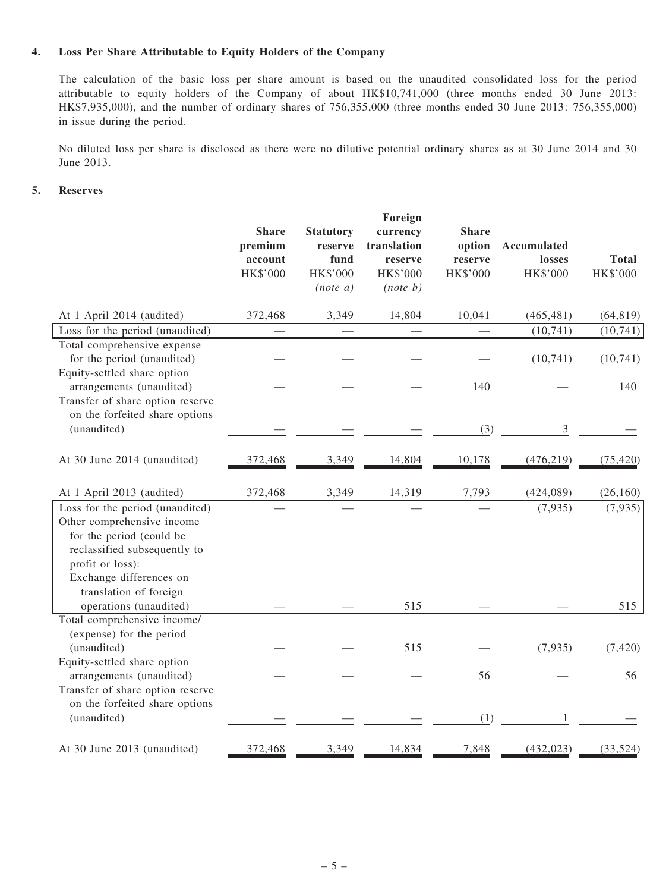**4. Loss Per Share Attributable to Equity Holders of the Company**

The calculation of the basic loss per share amount is based on the unaudited consolidated loss for the period attributable to equity holders of the Company of about HK$10,741,000 (three months ended 30 June 2013: HK$7,935,000), and the number of ordinary shares of 756,355,000 (three months ended 30 June 2013: 756,355,000) in issue during the period.

No diluted loss per share is disclosed as there were no dilutive potential ordinary shares as at 30 June 2014 and 30 June 2013.

**5. Reserves**

| | Share premium account HK$'000 | Statutory reserve fund HK$'000 *(note a)* | Foreign currency translation reserve HK$'000 *(note b)* | Share option reserve HK$'000 | Accumulated losses HK$'000 | Total HK$'000 |
|---|---|---|---|---|---|---|
| At 1 April 2014 (audited) | 372,468 | 3,349 | 14,804 | 10,041 | (465,481) | (64,819) |
| Loss for the period (unaudited) | — | — | — | — | (10,741) | (10,741) |
| Total comprehensive expense for the period (unaudited) | — | — | — | — | (10,741) | (10,741) |
| Equity-settled share option arrangements (unaudited) | — | — | — | 140 | — | 140 |
| Transfer of share option reserve on the forfeited share options (unaudited) | — | — | — | (3) | 3 | — |
| At 30 June 2014 (unaudited) | 372,468 | 3,349 | 14,804 | 10,178 | (476,219) | (75,420) |
| At 1 April 2013 (audited) | 372,468 | 3,349 | 14,319 | 7,793 | (424,089) | (26,160) |
| Loss for the period (unaudited) | — | — | — | — | (7,935) | (7,935) |
| Other comprehensive income for the period (could be reclassified subsequently to profit or loss): Exchange differences on translation of foreign operations (unaudited) | — | — | 515 | — | — | 515 |
| Total comprehensive income/(expense) for the period (unaudited) | — | — | 515 | — | (7,935) | (7,420) |
| Equity-settled share option arrangements (unaudited) | — | — | — | 56 | — | 56 |
| Transfer of share option reserve on the forfeited share options (unaudited) | — | — | — | (1) | 1 | — |
| At 30 June 2013 (unaudited) | 372,468 | 3,349 | 14,834 | 7,848 | (432,023) | (33,524) |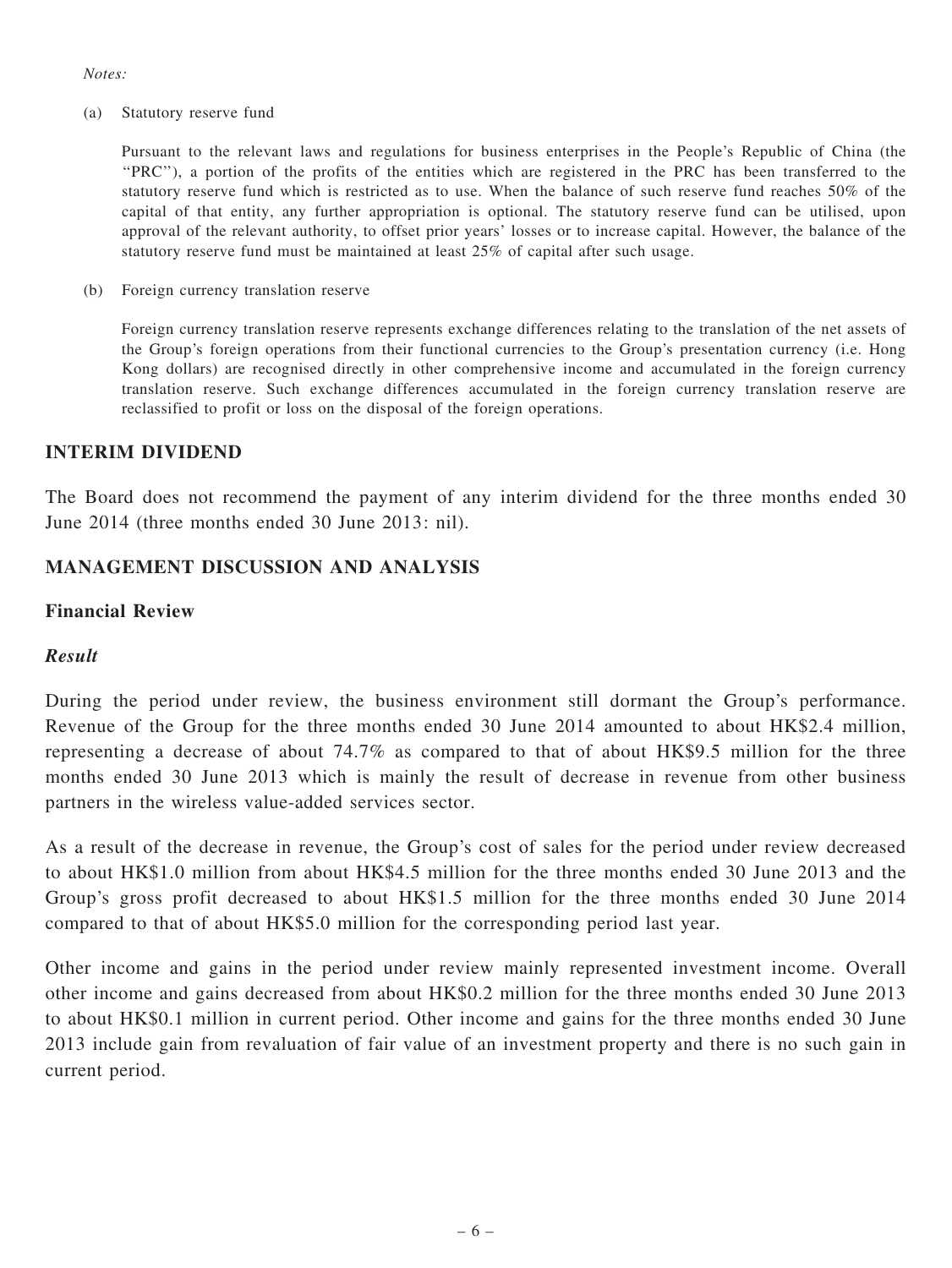*Notes:*

(a) Statutory reserve fund

Pursuant to the relevant laws and regulations for business enterprises in the People's Republic of China (the "PRC"), a portion of the profits of the entities which are registered in the PRC has been transferred to the statutory reserve fund which is restricted as to use. When the balance of such reserve fund reaches 50% of the capital of that entity, any further appropriation is optional. The statutory reserve fund can be utilised, upon approval of the relevant authority, to offset prior years' losses or to increase capital. However, the balance of the statutory reserve fund must be maintained at least 25% of capital after such usage.

(b) Foreign currency translation reserve

Foreign currency translation reserve represents exchange differences relating to the translation of the net assets of the Group's foreign operations from their functional currencies to the Group's presentation currency (i.e. Hong Kong dollars) are recognised directly in other comprehensive income and accumulated in the foreign currency translation reserve. Such exchange differences accumulated in the foreign currency translation reserve are reclassified to profit or loss on the disposal of the foreign operations.

## INTERIM DIVIDEND

The Board does not recommend the payment of any interim dividend for the three months ended 30 June 2014 (three months ended 30 June 2013: nil).

## MANAGEMENT DISCUSSION AND ANALYSIS

### Financial Review

#### *Result*

During the period under review, the business environment still dormant the Group's performance. Revenue of the Group for the three months ended 30 June 2014 amounted to about HK$2.4 million, representing a decrease of about 74.7% as compared to that of about HK$9.5 million for the three months ended 30 June 2013 which is mainly the result of decrease in revenue from other business partners in the wireless value-added services sector.

As a result of the decrease in revenue, the Group's cost of sales for the period under review decreased to about HK$1.0 million from about HK$4.5 million for the three months ended 30 June 2013 and the Group's gross profit decreased to about HK$1.5 million for the three months ended 30 June 2014 compared to that of about HK$5.0 million for the corresponding period last year.

Other income and gains in the period under review mainly represented investment income. Overall other income and gains decreased from about HK$0.2 million for the three months ended 30 June 2013 to about HK$0.1 million in current period. Other income and gains for the three months ended 30 June 2013 include gain from revaluation of fair value of an investment property and there is no such gain in current period.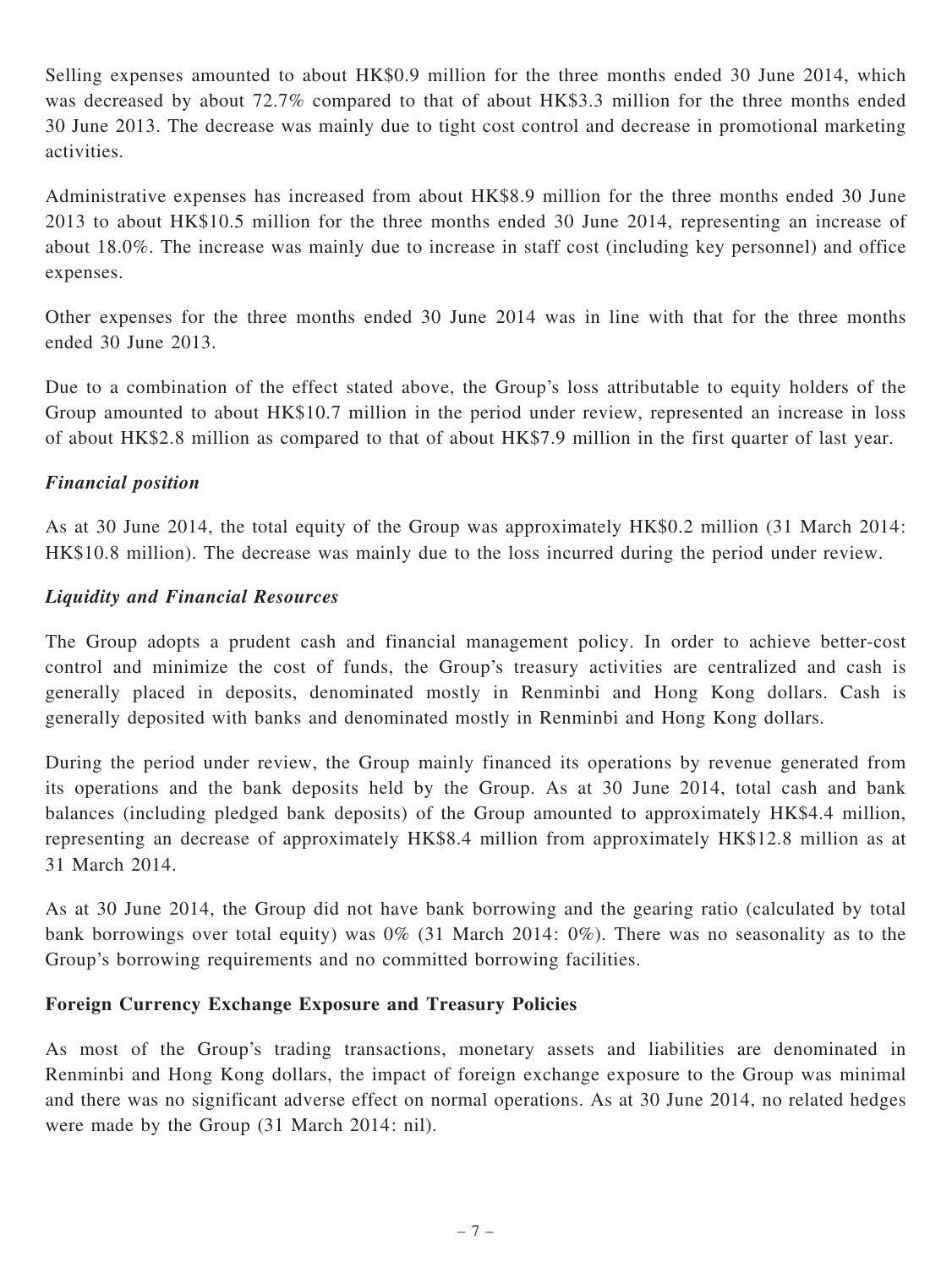Selling expenses amounted to about HK$0.9 million for the three months ended 30 June 2014, which was decreased by about 72.7% compared to that of about HK$3.3 million for the three months ended 30 June 2013. The decrease was mainly due to tight cost control and decrease in promotional marketing activities.

Administrative expenses has increased from about HK$8.9 million for the three months ended 30 June 2013 to about HK$10.5 million for the three months ended 30 June 2014, representing an increase of about 18.0%. The increase was mainly due to increase in staff cost (including key personnel) and office expenses.

Other expenses for the three months ended 30 June 2014 was in line with that for the three months ended 30 June 2013.

Due to a combination of the effect stated above, the Group's loss attributable to equity holders of the Group amounted to about HK$10.7 million in the period under review, represented an increase in loss of about HK$2.8 million as compared to that of about HK$7.9 million in the first quarter of last year.

***Financial position***

As at 30 June 2014, the total equity of the Group was approximately HK$0.2 million (31 March 2014: HK$10.8 million). The decrease was mainly due to the loss incurred during the period under review.

***Liquidity and Financial Resources***

The Group adopts a prudent cash and financial management policy. In order to achieve better-cost control and minimize the cost of funds, the Group's treasury activities are centralized and cash is generally placed in deposits, denominated mostly in Renminbi and Hong Kong dollars. Cash is generally deposited with banks and denominated mostly in Renminbi and Hong Kong dollars.

During the period under review, the Group mainly financed its operations by revenue generated from its operations and the bank deposits held by the Group. As at 30 June 2014, total cash and bank balances (including pledged bank deposits) of the Group amounted to approximately HK$4.4 million, representing an decrease of approximately HK$8.4 million from approximately HK$12.8 million as at 31 March 2014.

As at 30 June 2014, the Group did not have bank borrowing and the gearing ratio (calculated by total bank borrowings over total equity) was 0% (31 March 2014: 0%). There was no seasonality as to the Group's borrowing requirements and no committed borrowing facilities.

**Foreign Currency Exchange Exposure and Treasury Policies**

As most of the Group's trading transactions, monetary assets and liabilities are denominated in Renminbi and Hong Kong dollars, the impact of foreign exchange exposure to the Group was minimal and there was no significant adverse effect on normal operations. As at 30 June 2014, no related hedges were made by the Group (31 March 2014: nil).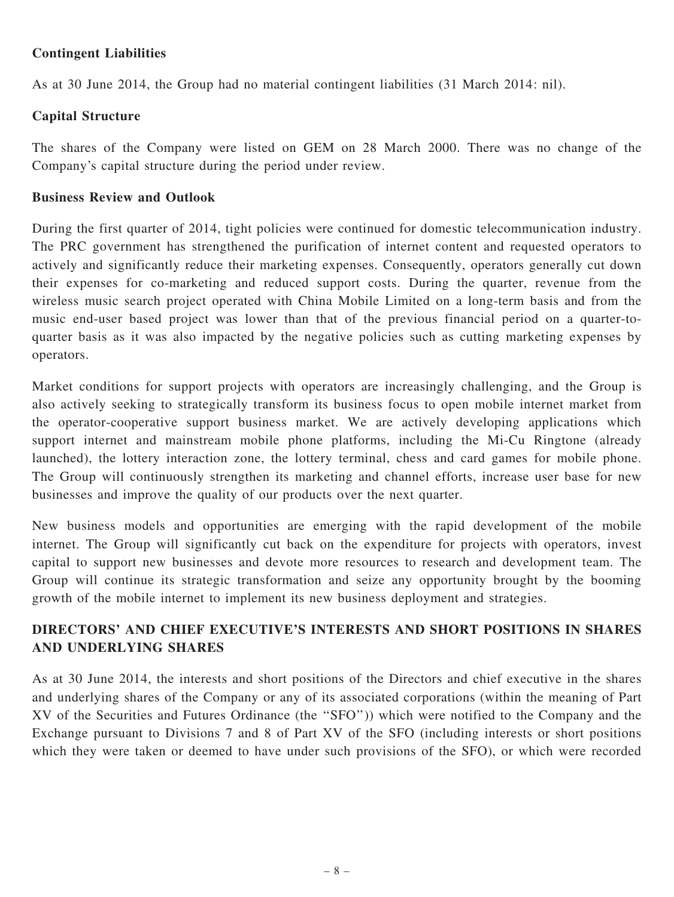**Contingent Liabilities**

As at 30 June 2014, the Group had no material contingent liabilities (31 March 2014: nil).

**Capital Structure**

The shares of the Company were listed on GEM on 28 March 2000. There was no change of the Company's capital structure during the period under review.

**Business Review and Outlook**

During the first quarter of 2014, tight policies were continued for domestic telecommunication industry. The PRC government has strengthened the purification of internet content and requested operators to actively and significantly reduce their marketing expenses. Consequently, operators generally cut down their expenses for co-marketing and reduced support costs. During the quarter, revenue from the wireless music search project operated with China Mobile Limited on a long-term basis and from the music end-user based project was lower than that of the previous financial period on a quarter-to-quarter basis as it was also impacted by the negative policies such as cutting marketing expenses by operators.

Market conditions for support projects with operators are increasingly challenging, and the Group is also actively seeking to strategically transform its business focus to open mobile internet market from the operator-cooperative support business market. We are actively developing applications which support internet and mainstream mobile phone platforms, including the Mi-Cu Ringtone (already launched), the lottery interaction zone, the lottery terminal, chess and card games for mobile phone. The Group will continuously strengthen its marketing and channel efforts, increase user base for new businesses and improve the quality of our products over the next quarter.

New business models and opportunities are emerging with the rapid development of the mobile internet. The Group will significantly cut back on the expenditure for projects with operators, invest capital to support new businesses and devote more resources to research and development team. The Group will continue its strategic transformation and seize any opportunity brought by the booming growth of the mobile internet to implement its new business deployment and strategies.

## DIRECTORS' AND CHIEF EXECUTIVE'S INTERESTS AND SHORT POSITIONS IN SHARES AND UNDERLYING SHARES

As at 30 June 2014, the interests and short positions of the Directors and chief executive in the shares and underlying shares of the Company or any of its associated corporations (within the meaning of Part XV of the Securities and Futures Ordinance (the "SFO")) which were notified to the Company and the Exchange pursuant to Divisions 7 and 8 of Part XV of the SFO (including interests or short positions which they were taken or deemed to have under such provisions of the SFO), or which were recorded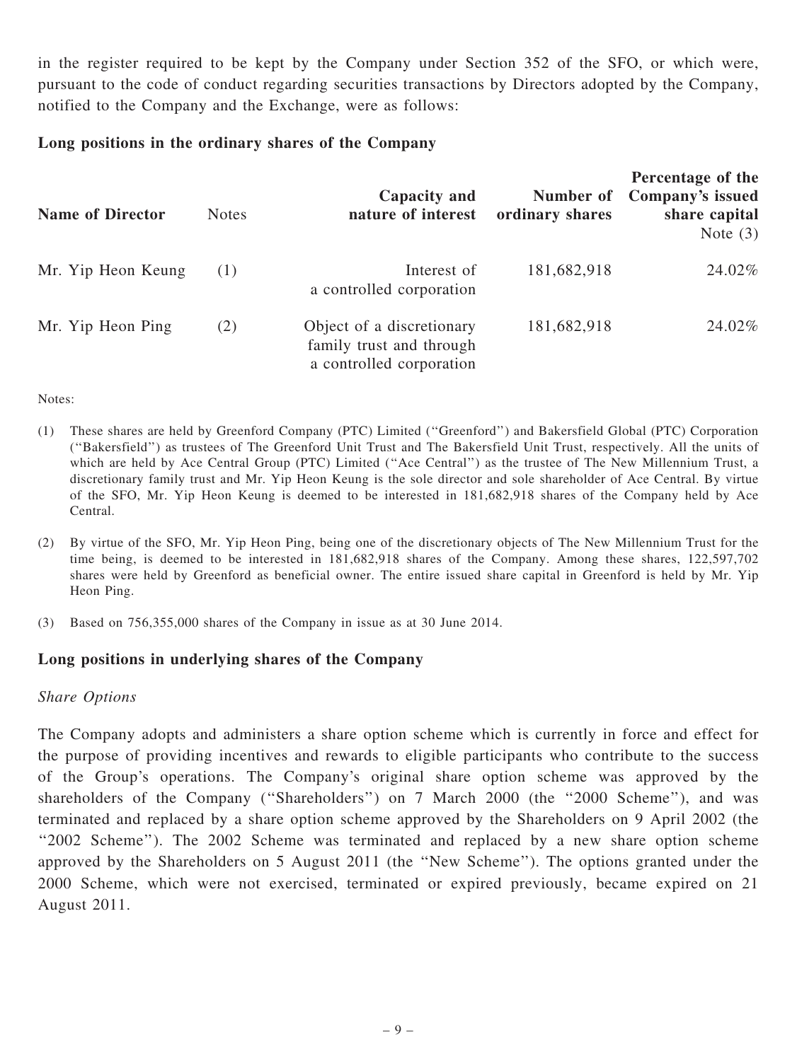in the register required to be kept by the Company under Section 352 of the SFO, or which were, pursuant to the code of conduct regarding securities transactions by Directors adopted by the Company, notified to the Company and the Exchange, were as follows:

**Long positions in the ordinary shares of the Company**

| Name of Director | Notes | Capacity and nature of interest | Number of ordinary shares | Percentage of the Company's issued share capital Note (3) |
|---|---|---|---|---|
| Mr. Yip Heon Keung | (1) | Interest of a controlled corporation | 181,682,918 | 24.02% |
| Mr. Yip Heon Ping | (2) | Object of a discretionary family trust and through a controlled corporation | 181,682,918 | 24.02% |

Notes:

(1) These shares are held by Greenford Company (PTC) Limited ("Greenford") and Bakersfield Global (PTC) Corporation ("Bakersfield") as trustees of The Greenford Unit Trust and The Bakersfield Unit Trust, respectively. All the units of which are held by Ace Central Group (PTC) Limited ("Ace Central") as the trustee of The New Millennium Trust, a discretionary family trust and Mr. Yip Heon Keung is the sole director and sole shareholder of Ace Central. By virtue of the SFO, Mr. Yip Heon Keung is deemed to be interested in 181,682,918 shares of the Company held by Ace Central.

(2) By virtue of the SFO, Mr. Yip Heon Ping, being one of the discretionary objects of The New Millennium Trust for the time being, is deemed to be interested in 181,682,918 shares of the Company. Among these shares, 122,597,702 shares were held by Greenford as beneficial owner. The entire issued share capital in Greenford is held by Mr. Yip Heon Ping.

(3) Based on 756,355,000 shares of the Company in issue as at 30 June 2014.

**Long positions in underlying shares of the Company**

*Share Options*

The Company adopts and administers a share option scheme which is currently in force and effect for the purpose of providing incentives and rewards to eligible participants who contribute to the success of the Group's operations. The Company's original share option scheme was approved by the shareholders of the Company ("Shareholders") on 7 March 2000 (the "2000 Scheme"), and was terminated and replaced by a share option scheme approved by the Shareholders on 9 April 2002 (the "2002 Scheme"). The 2002 Scheme was terminated and replaced by a new share option scheme approved by the Shareholders on 5 August 2011 (the "New Scheme"). The options granted under the 2000 Scheme, which were not exercised, terminated or expired previously, became expired on 21 August 2011.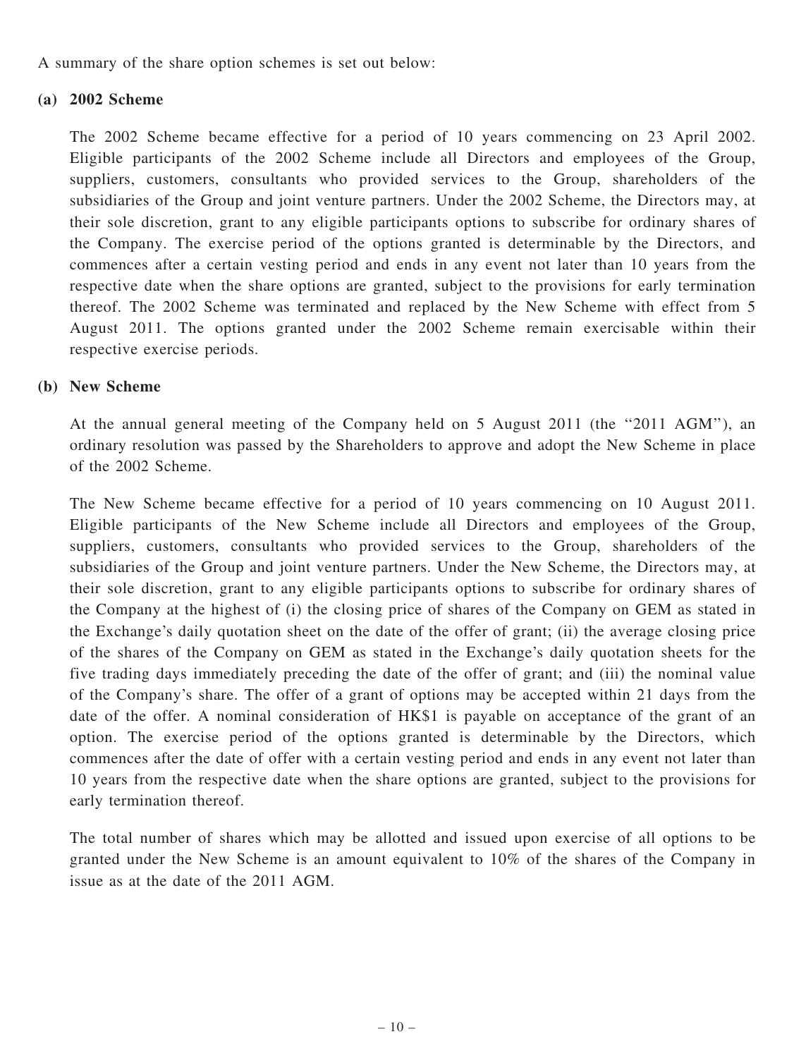A summary of the share option schemes is set out below:

**(a) 2002 Scheme**

The 2002 Scheme became effective for a period of 10 years commencing on 23 April 2002. Eligible participants of the 2002 Scheme include all Directors and employees of the Group, suppliers, customers, consultants who provided services to the Group, shareholders of the subsidiaries of the Group and joint venture partners. Under the 2002 Scheme, the Directors may, at their sole discretion, grant to any eligible participants options to subscribe for ordinary shares of the Company. The exercise period of the options granted is determinable by the Directors, and commences after a certain vesting period and ends in any event not later than 10 years from the respective date when the share options are granted, subject to the provisions for early termination thereof. The 2002 Scheme was terminated and replaced by the New Scheme with effect from 5 August 2011. The options granted under the 2002 Scheme remain exercisable within their respective exercise periods.

**(b) New Scheme**

At the annual general meeting of the Company held on 5 August 2011 (the "2011 AGM"), an ordinary resolution was passed by the Shareholders to approve and adopt the New Scheme in place of the 2002 Scheme.

The New Scheme became effective for a period of 10 years commencing on 10 August 2011. Eligible participants of the New Scheme include all Directors and employees of the Group, suppliers, customers, consultants who provided services to the Group, shareholders of the subsidiaries of the Group and joint venture partners. Under the New Scheme, the Directors may, at their sole discretion, grant to any eligible participants options to subscribe for ordinary shares of the Company at the highest of (i) the closing price of shares of the Company on GEM as stated in the Exchange's daily quotation sheet on the date of the offer of grant; (ii) the average closing price of the shares of the Company on GEM as stated in the Exchange's daily quotation sheets for the five trading days immediately preceding the date of the offer of grant; and (iii) the nominal value of the Company's share. The offer of a grant of options may be accepted within 21 days from the date of the offer. A nominal consideration of HK$1 is payable on acceptance of the grant of an option. The exercise period of the options granted is determinable by the Directors, which commences after the date of offer with a certain vesting period and ends in any event not later than 10 years from the respective date when the share options are granted, subject to the provisions for early termination thereof.

The total number of shares which may be allotted and issued upon exercise of all options to be granted under the New Scheme is an amount equivalent to 10% of the shares of the Company in issue as at the date of the 2011 AGM.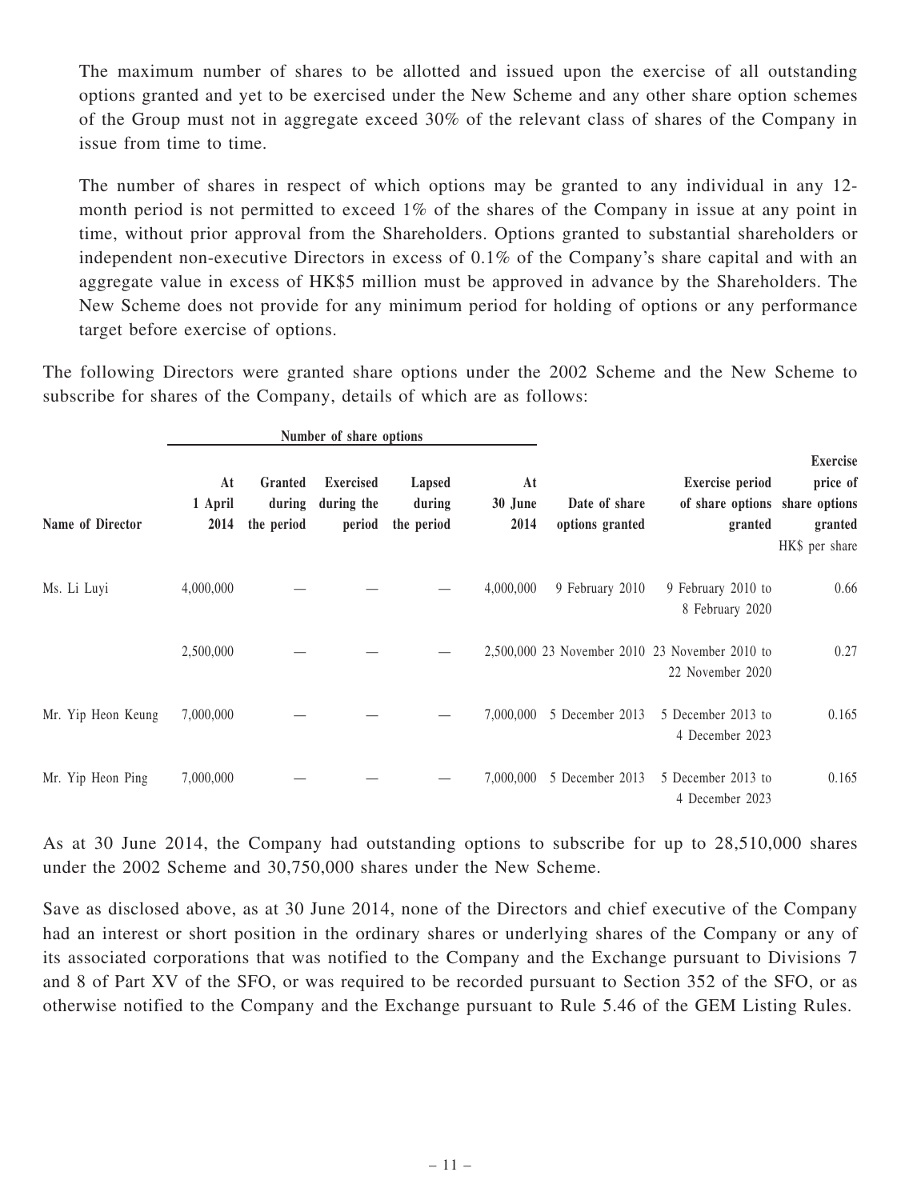The maximum number of shares to be allotted and issued upon the exercise of all outstanding options granted and yet to be exercised under the New Scheme and any other share option schemes of the Group must not in aggregate exceed 30% of the relevant class of shares of the Company in issue from time to time.

The number of shares in respect of which options may be granted to any individual in any 12-month period is not permitted to exceed 1% of the shares of the Company in issue at any point in time, without prior approval from the Shareholders. Options granted to substantial shareholders or independent non-executive Directors in excess of 0.1% of the Company's share capital and with an aggregate value in excess of HK$5 million must be approved in advance by the Shareholders. The New Scheme does not provide for any minimum period for holding of options or any performance target before exercise of options.

The following Directors were granted share options under the 2002 Scheme and the New Scheme to subscribe for shares of the Company, details of which are as follows:

| | Number of share options | | | | | | | |
|---|---|---|---|---|---|---|---|---|
| **Name of Director** | **At 1 April 2014** | **Granted during the period** | **Exercised during the period** | **Lapsed during the period** | **At 30 June 2014** | **Date of share options granted** | **Exercise period of share options granted** | **Exercise price of share options granted** HK$ per share |
| Ms. Li Luyi | 4,000,000 | — | — | — | 4,000,000 | 9 February 2010 | 9 February 2010 to 8 February 2020 | 0.66 |
| | 2,500,000 | — | — | — | 2,500,000 | 23 November 2010 | 23 November 2010 to 22 November 2020 | 0.27 |
| Mr. Yip Heon Keung | 7,000,000 | — | — | — | 7,000,000 | 5 December 2013 | 5 December 2013 to 4 December 2023 | 0.165 |
| Mr. Yip Heon Ping | 7,000,000 | — | — | — | 7,000,000 | 5 December 2013 | 5 December 2013 to 4 December 2023 | 0.165 |

As at 30 June 2014, the Company had outstanding options to subscribe for up to 28,510,000 shares under the 2002 Scheme and 30,750,000 shares under the New Scheme.

Save as disclosed above, as at 30 June 2014, none of the Directors and chief executive of the Company had an interest or short position in the ordinary shares or underlying shares of the Company or any of its associated corporations that was notified to the Company and the Exchange pursuant to Divisions 7 and 8 of Part XV of the SFO, or was required to be recorded pursuant to Section 352 of the SFO, or as otherwise notified to the Company and the Exchange pursuant to Rule 5.46 of the GEM Listing Rules.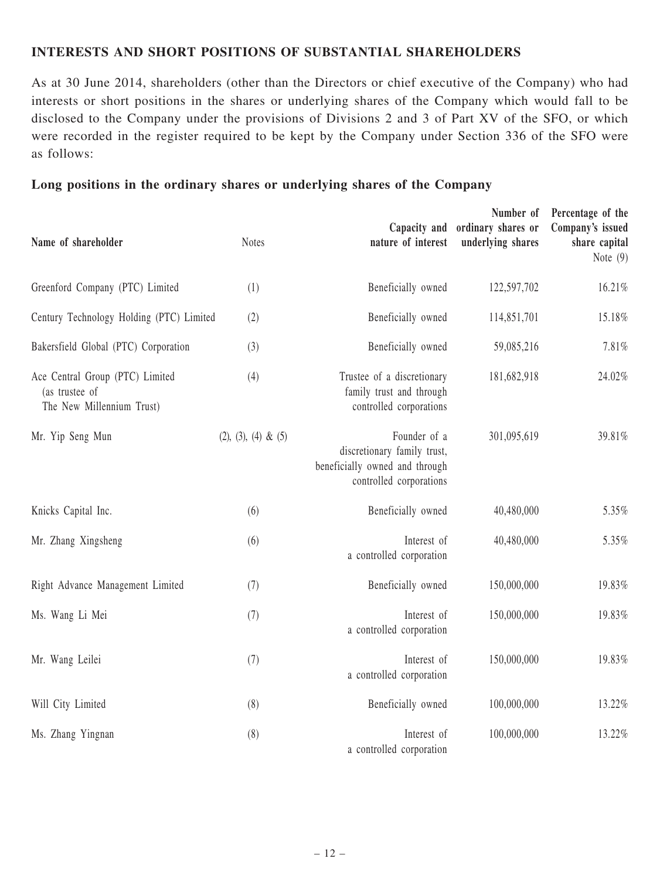## INTERESTS AND SHORT POSITIONS OF SUBSTANTIAL SHAREHOLDERS

As at 30 June 2014, shareholders (other than the Directors or chief executive of the Company) who had interests or short positions in the shares or underlying shares of the Company which would fall to be disclosed to the Company under the provisions of Divisions 2 and 3 of Part XV of the SFO, or which were recorded in the register required to be kept by the Company under Section 336 of the SFO were as follows:

### Long positions in the ordinary shares or underlying shares of the Company

| Name of shareholder | Notes | Capacity and nature of interest | Number of ordinary shares or underlying shares | Percentage of the Company's issued share capital Note (9) |
|---|---|---|---|---|
| Greenford Company (PTC) Limited | (1) | Beneficially owned | 122,597,702 | 16.21% |
| Century Technology Holding (PTC) Limited | (2) | Beneficially owned | 114,851,701 | 15.18% |
| Bakersfield Global (PTC) Corporation | (3) | Beneficially owned | 59,085,216 | 7.81% |
| Ace Central Group (PTC) Limited (as trustee of The New Millennium Trust) | (4) | Trustee of a discretionary family trust and through controlled corporations | 181,682,918 | 24.02% |
| Mr. Yip Seng Mun | (2), (3), (4) & (5) | Founder of a discretionary family trust, beneficially owned and through controlled corporations | 301,095,619 | 39.81% |
| Knicks Capital Inc. | (6) | Beneficially owned | 40,480,000 | 5.35% |
| Mr. Zhang Xingsheng | (6) | Interest of a controlled corporation | 40,480,000 | 5.35% |
| Right Advance Management Limited | (7) | Beneficially owned | 150,000,000 | 19.83% |
| Ms. Wang Li Mei | (7) | Interest of a controlled corporation | 150,000,000 | 19.83% |
| Mr. Wang Leilei | (7) | Interest of a controlled corporation | 150,000,000 | 19.83% |
| Will City Limited | (8) | Beneficially owned | 100,000,000 | 13.22% |
| Ms. Zhang Yingnan | (8) | Interest of a controlled corporation | 100,000,000 | 13.22% |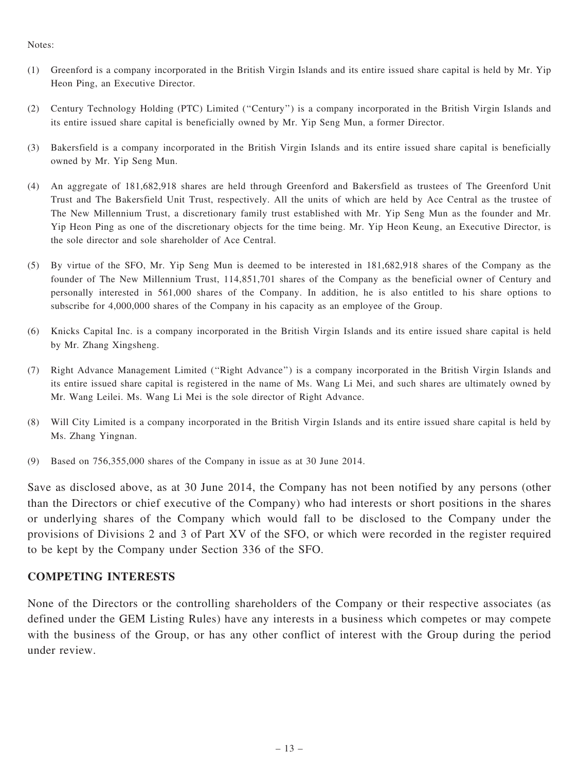Notes:

(1) Greenford is a company incorporated in the British Virgin Islands and its entire issued share capital is held by Mr. Yip Heon Ping, an Executive Director.

(2) Century Technology Holding (PTC) Limited ("Century") is a company incorporated in the British Virgin Islands and its entire issued share capital is beneficially owned by Mr. Yip Seng Mun, a former Director.

(3) Bakersfield is a company incorporated in the British Virgin Islands and its entire issued share capital is beneficially owned by Mr. Yip Seng Mun.

(4) An aggregate of 181,682,918 shares are held through Greenford and Bakersfield as trustees of The Greenford Unit Trust and The Bakersfield Unit Trust, respectively. All the units of which are held by Ace Central as the trustee of The New Millennium Trust, a discretionary family trust established with Mr. Yip Seng Mun as the founder and Mr. Yip Heon Ping as one of the discretionary objects for the time being. Mr. Yip Heon Keung, an Executive Director, is the sole director and sole shareholder of Ace Central.

(5) By virtue of the SFO, Mr. Yip Seng Mun is deemed to be interested in 181,682,918 shares of the Company as the founder of The New Millennium Trust, 114,851,701 shares of the Company as the beneficial owner of Century and personally interested in 561,000 shares of the Company. In addition, he is also entitled to his share options to subscribe for 4,000,000 shares of the Company in his capacity as an employee of the Group.

(6) Knicks Capital Inc. is a company incorporated in the British Virgin Islands and its entire issued share capital is held by Mr. Zhang Xingsheng.

(7) Right Advance Management Limited ("Right Advance") is a company incorporated in the British Virgin Islands and its entire issued share capital is registered in the name of Ms. Wang Li Mei, and such shares are ultimately owned by Mr. Wang Leilei. Ms. Wang Li Mei is the sole director of Right Advance.

(8) Will City Limited is a company incorporated in the British Virgin Islands and its entire issued share capital is held by Ms. Zhang Yingnan.

(9) Based on 756,355,000 shares of the Company in issue as at 30 June 2014.

Save as disclosed above, as at 30 June 2014, the Company has not been notified by any persons (other than the Directors or chief executive of the Company) who had interests or short positions in the shares or underlying shares of the Company which would fall to be disclosed to the Company under the provisions of Divisions 2 and 3 of Part XV of the SFO, or which were recorded in the register required to be kept by the Company under Section 336 of the SFO.

## COMPETING INTERESTS

None of the Directors or the controlling shareholders of the Company or their respective associates (as defined under the GEM Listing Rules) have any interests in a business which competes or may compete with the business of the Group, or has any other conflict of interest with the Group during the period under review.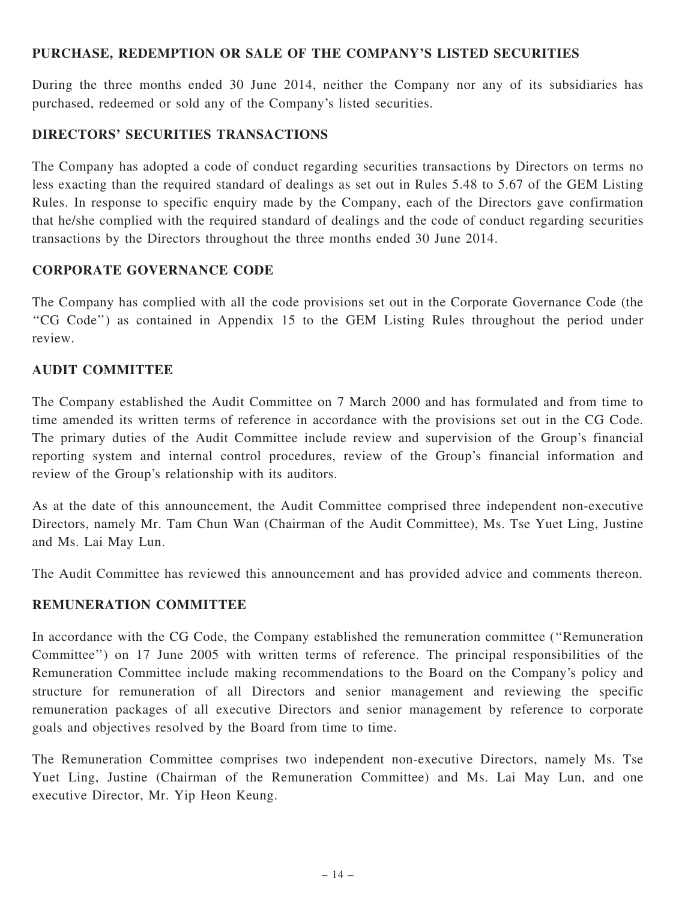## PURCHASE, REDEMPTION OR SALE OF THE COMPANY'S LISTED SECURITIES

During the three months ended 30 June 2014, neither the Company nor any of its subsidiaries has purchased, redeemed or sold any of the Company's listed securities.

## DIRECTORS' SECURITIES TRANSACTIONS

The Company has adopted a code of conduct regarding securities transactions by Directors on terms no less exacting than the required standard of dealings as set out in Rules 5.48 to 5.67 of the GEM Listing Rules. In response to specific enquiry made by the Company, each of the Directors gave confirmation that he/she complied with the required standard of dealings and the code of conduct regarding securities transactions by the Directors throughout the three months ended 30 June 2014.

## CORPORATE GOVERNANCE CODE

The Company has complied with all the code provisions set out in the Corporate Governance Code (the "CG Code") as contained in Appendix 15 to the GEM Listing Rules throughout the period under review.

## AUDIT COMMITTEE

The Company established the Audit Committee on 7 March 2000 and has formulated and from time to time amended its written terms of reference in accordance with the provisions set out in the CG Code. The primary duties of the Audit Committee include review and supervision of the Group's financial reporting system and internal control procedures, review of the Group's financial information and review of the Group's relationship with its auditors.

As at the date of this announcement, the Audit Committee comprised three independent non-executive Directors, namely Mr. Tam Chun Wan (Chairman of the Audit Committee), Ms. Tse Yuet Ling, Justine and Ms. Lai May Lun.

The Audit Committee has reviewed this announcement and has provided advice and comments thereon.

## REMUNERATION COMMITTEE

In accordance with the CG Code, the Company established the remuneration committee ("Remuneration Committee") on 17 June 2005 with written terms of reference. The principal responsibilities of the Remuneration Committee include making recommendations to the Board on the Company's policy and structure for remuneration of all Directors and senior management and reviewing the specific remuneration packages of all executive Directors and senior management by reference to corporate goals and objectives resolved by the Board from time to time.

The Remuneration Committee comprises two independent non-executive Directors, namely Ms. Tse Yuet Ling, Justine (Chairman of the Remuneration Committee) and Ms. Lai May Lun, and one executive Director, Mr. Yip Heon Keung.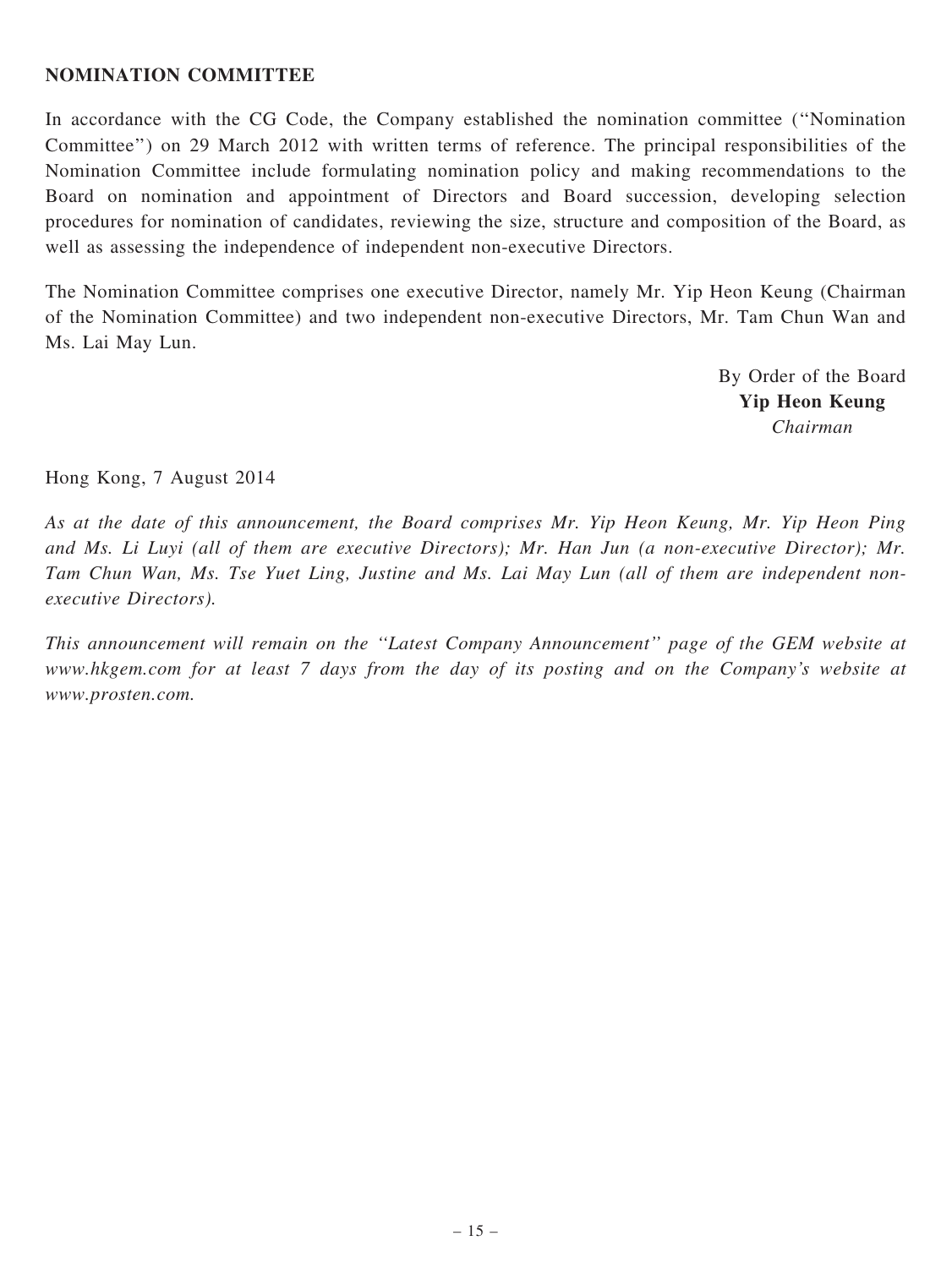## NOMINATION COMMITTEE

In accordance with the CG Code, the Company established the nomination committee ("Nomination Committee") on 29 March 2012 with written terms of reference. The principal responsibilities of the Nomination Committee include formulating nomination policy and making recommendations to the Board on nomination and appointment of Directors and Board succession, developing selection procedures for nomination of candidates, reviewing the size, structure and composition of the Board, as well as assessing the independence of independent non-executive Directors.

The Nomination Committee comprises one executive Director, namely Mr. Yip Heon Keung (Chairman of the Nomination Committee) and two independent non-executive Directors, Mr. Tam Chun Wan and Ms. Lai May Lun.

By Order of the Board
**Yip Heon Keung**
*Chairman*

Hong Kong, 7 August 2014

*As at the date of this announcement, the Board comprises Mr. Yip Heon Keung, Mr. Yip Heon Ping and Ms. Li Luyi (all of them are executive Directors); Mr. Han Jun (a non-executive Director); Mr. Tam Chun Wan, Ms. Tse Yuet Ling, Justine and Ms. Lai May Lun (all of them are independent non-executive Directors).*

*This announcement will remain on the "Latest Company Announcement" page of the GEM website at www.hkgem.com for at least 7 days from the day of its posting and on the Company's website at www.prosten.com.*